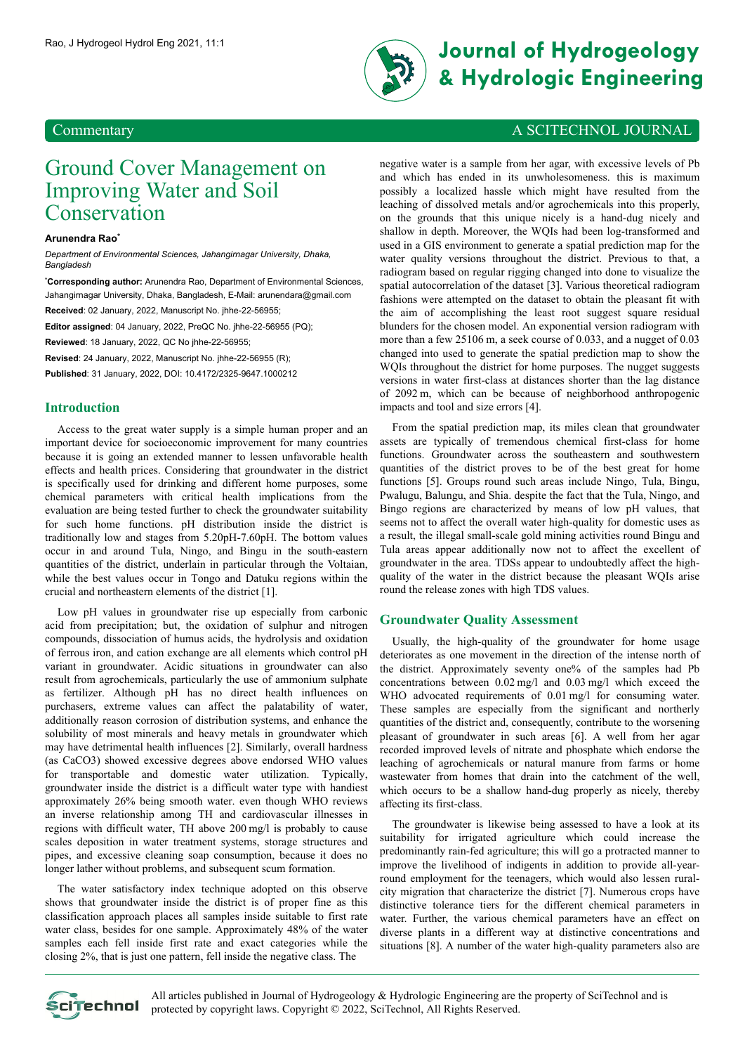Commentary

A SCITECHNOL JOURNAL

# Ground Cover Management on Improving Water and Soil Conservation

**Arunendra Rao***

*Department of Environmental Sciences, Jahangirnagar University, Dhaka, Bangladesh*

***Corresponding author:** Arunendra Rao, Department of Environmental Sciences, Jahangirnagar University, Dhaka, Bangladesh, E-Mail: arunendara@gmail.com

**Received**: 02 January, 2022, Manuscript No. jhhe-22-56955;

**Editor assigned**: 04 January, 2022, PreQC No. jhhe-22-56955 (PQ);

**Reviewed**: 18 January, 2022, QC No jhhe-22-56955;

**Revised**: 24 January, 2022, Manuscript No. jhhe-22-56955 (R);

**Published**: 31 January, 2022, DOI: 10.4172/2325-9647.1000212

## Introduction

Access to the great water supply is a simple human proper and an important device for socioeconomic improvement for many countries because it is going an extended manner to lessen unfavorable health effects and health prices. Considering that groundwater in the district is specifically used for drinking and different home purposes, some chemical parameters with critical health implications from the evaluation are being tested further to check the groundwater suitability for such home functions. pH distribution inside the district is traditionally low and stages from 5.20pH-7.60pH. The bottom values occur in and around Tula, Ningo, and Bingu in the south-eastern quantities of the district, underlain in particular through the Voltaian, while the best values occur in Tongo and Datuku regions within the crucial and northeastern elements of the district [1].

Low pH values in groundwater rise up especially from carbonic acid from precipitation; but, the oxidation of sulphur and nitrogen compounds, dissociation of humus acids, the hydrolysis and oxidation of ferrous iron, and cation exchange are all elements which control pH variant in groundwater. Acidic situations in groundwater can also result from agrochemicals, particularly the use of ammonium sulphate as fertilizer. Although pH has no direct health influences on purchasers, extreme values can affect the palatability of water, additionally reason corrosion of distribution systems, and enhance the solubility of most minerals and heavy metals in groundwater which may have detrimental health influences [2]. Similarly, overall hardness (as $CaCO_3$) showed excessive degrees above endorsed WHO values for transportable and domestic water utilization. Typically, groundwater inside the district is a difficult water type with handiest approximately 26% being smooth water. even though WHO reviews an inverse relationship among TH and cardiovascular illnesses in regions with difficult water, TH above 200 mg/l is probably to cause scales deposition in water treatment systems, storage structures and pipes, and excessive cleaning soap consumption, because it does no longer lather without problems, and subsequent scum formation.

The water satisfactory index technique adopted on this observe shows that groundwater inside the district is of proper fine as this classification approach places all samples inside suitable to first rate water class, besides for one sample. Approximately 48% of the water samples each fell inside first rate and exact categories while the closing 2%, that is just one pattern, fell inside the negative class. The negative water is a sample from her agar, with excessive levels of Pb and which has ended in its unwholesomeness. this is maximum possibly a localized hassle which might have resulted from the leaching of dissolved metals and/or agrochemicals into this properly, on the grounds that this unique nicely is a hand-dug nicely and shallow in depth. Moreover, the WQIs had been log-transformed and used in a GIS environment to generate a spatial prediction map for the water quality versions throughout the district. Previous to that, a radiogram based on regular rigging changed into done to visualize the spatial autocorrelation of the dataset [3]. Various theoretical radiogram fashions were attempted on the dataset to obtain the pleasant fit with the aim of accomplishing the least root suggest square residual blunders for the chosen model. An exponential version radiogram with more than a few 25106 m, a seek course of 0.033, and a nugget of 0.03 changed into used to generate the spatial prediction map to show the WQIs throughout the district for home purposes. The nugget suggests versions in water first-class at distances shorter than the lag distance of 2092 m, which can be because of neighborhood anthropogenic impacts and tool and size errors [4].

From the spatial prediction map, its miles clean that groundwater assets are typically of tremendous chemical first-class for home functions. Groundwater across the southeastern and southwestern quantities of the district proves to be of the best great for home functions [5]. Groups round such areas include Ningo, Tula, Bingu, Pwalugu, Balungu, and Shia. despite the fact that the Tula, Ningo, and Bingo regions are characterized by means of low pH values, that seems not to affect the overall water high-quality for domestic uses as a result, the illegal small-scale gold mining activities round Bingu and Tula areas appear additionally now not to affect the excellent of groundwater in the area. TDSs appear to undoubtedly affect the high-quality of the water in the district because the pleasant WQIs arise round the release zones with high TDS values.

## Groundwater Quality Assessment

Usually, the high-quality of the groundwater for home usage deteriorates as one movement in the direction of the intense north of the district. Approximately seventy one% of the samples had Pb concentrations between 0.02 mg/l and 0.03 mg/l which exceed the WHO advocated requirements of 0.01 mg/l for consuming water. These samples are especially from the significant and northerly quantities of the district and, consequently, contribute to the worsening pleasant of groundwater in such areas [6]. A well from her agar recorded improved levels of nitrate and phosphate which endorse the leaching of agrochemicals or natural manure from farms or home wastewater from homes that drain into the catchment of the well, which occurs to be a shallow hand-dug properly as nicely, thereby affecting its first-class.

The groundwater is likewise being assessed to have a look at its suitability for irrigated agriculture which could increase the predominantly rain-fed agriculture; this will go a protracted manner to improve the livelihood of indigents in addition to provide all-year-round employment for the teenagers, which would also lessen rural-city migration that characterize the district [7]. Numerous crops have distinctive tolerance tiers for the different chemical parameters in water. Further, the various chemical parameters have an effect on diverse plants in a different way at distinctive concentrations and situations [8]. A number of the water high-quality parameters also are

All articles published in Journal of Hydrogeology & Hydrologic Engineering are the property of SciTechnol and is protected by copyright laws. Copyright © 2022, SciTechnol, All Rights Reserved.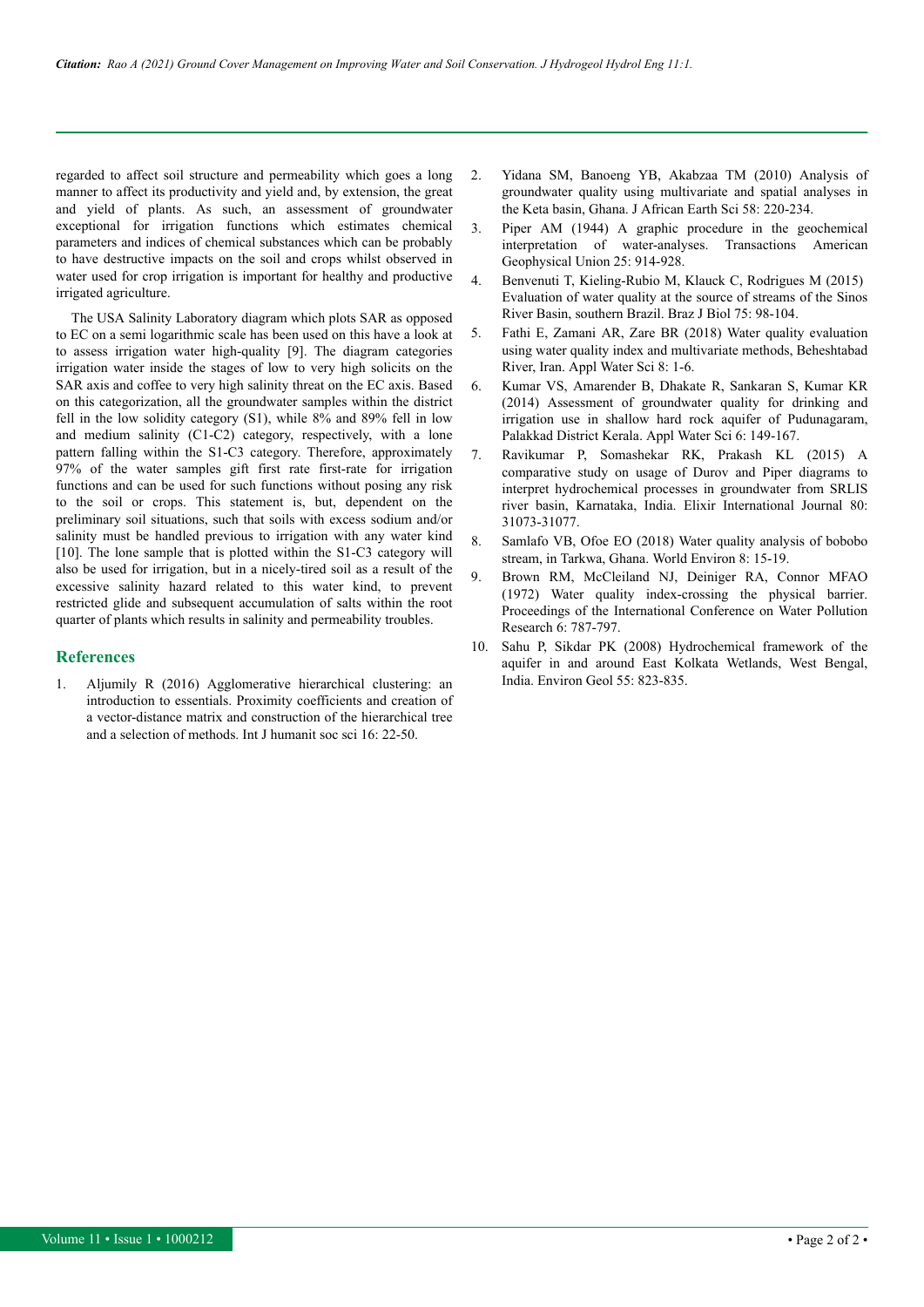regarded to affect soil structure and permeability which goes a long manner to affect its productivity and yield and, by extension, the great and yield of plants. As such, an assessment of groundwater exceptional for irrigation functions which estimates chemical parameters and indices of chemical substances which can be probably to have destructive impacts on the soil and crops whilst observed in water used for crop irrigation is important for healthy and productive irrigated agriculture.

The USA Salinity Laboratory diagram which plots SAR as opposed to EC on a semi logarithmic scale has been used on this have a look at to assess irrigation water high-quality [9]. The diagram categories irrigation water inside the stages of low to very high solicits on the SAR axis and coffee to very high salinity threat on the EC axis. Based on this categorization, all the groundwater samples within the district fell in the low solidity category (S1), while 8% and 89% fell in low and medium salinity (C1-C2) category, respectively, with a lone pattern falling within the S1-C3 category. Therefore, approximately 97% of the water samples gift first rate first-rate for irrigation functions and can be used for such functions without posing any risk to the soil or crops. This statement is, but, dependent on the preliminary soil situations, such that soils with excess sodium and/or salinity must be handled previous to irrigation with any water kind [10]. The lone sample that is plotted within the S1-C3 category will also be used for irrigation, but in a nicely-tired soil as a result of the excessive salinity hazard related to this water kind, to prevent restricted glide and subsequent accumulation of salts within the root quarter of plants which results in salinity and permeability troubles.

## References

1. Aljumily R (2016) Agglomerative hierarchical clustering: an introduction to essentials. Proximity coefficients and creation of a vector-distance matrix and construction of the hierarchical tree and a selection of methods. Int J humanit soc sci 16: 22-50.
2. Yidana SM, Banoeng YB, Akabzaa TM (2010) Analysis of groundwater quality using multivariate and spatial analyses in the Keta basin, Ghana. J African Earth Sci 58: 220-234.
3. Piper AM (1944) A graphic procedure in the geochemical interpretation of water-analyses. Transactions American Geophysical Union 25: 914-928.
4. Benvenuti T, Kieling-Rubio M, Klauck C, Rodrigues M (2015) Evaluation of water quality at the source of streams of the Sinos River Basin, southern Brazil. Braz J Biol 75: 98-104.
5. Fathi E, Zamani AR, Zare BR (2018) Water quality evaluation using water quality index and multivariate methods, Beheshtabad River, Iran. Appl Water Sci 8: 1-6.
6. Kumar VS, Amarender B, Dhakate R, Sankaran S, Kumar KR (2014) Assessment of groundwater quality for drinking and irrigation use in shallow hard rock aquifer of Pudunagaram, Palakkad District Kerala. Appl Water Sci 6: 149-167.
7. Ravikumar P, Somashekar RK, Prakash KL (2015) A comparative study on usage of Durov and Piper diagrams to interpret hydrochemical processes in groundwater from SRLIS river basin, Karnataka, India. Elixir International Journal 80: 31073-31077.
8. Samlafo VB, Ofoe EO (2018) Water quality analysis of bobobo stream, in Tarkwa, Ghana. World Environ 8: 15-19.
9. Brown RM, McCleiland NJ, Deiniger RA, Connor MFAO (1972) Water quality index-crossing the physical barrier. Proceedings of the International Conference on Water Pollution Research 6: 787-797.
10. Sahu P, Sikdar PK (2008) Hydrochemical framework of the aquifer in and around East Kolkata Wetlands, West Bengal, India. Environ Geol 55: 823-835.